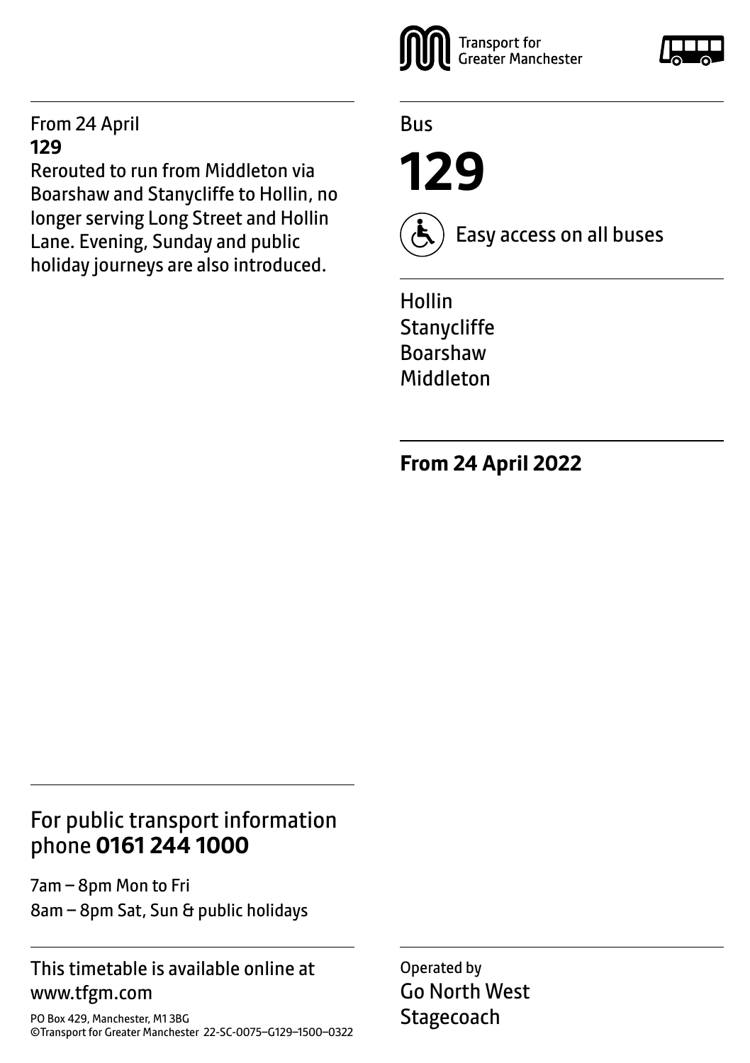Transport for Greater Manchester

Bus

# 129

Easy access on all buses

Hollin
Stanycliffe
Boarshaw
Middleton

**From 24 April 2022**

From 24 April
**129**
Rerouted to run from Middleton via Boarshaw and Stanycliffe to Hollin, no longer serving Long Street and Hollin Lane. Evening, Sunday and public holiday journeys are also introduced.

## For public transport information phone **0161 244 1000**

7am – 8pm Mon to Fri
8am – 8pm Sat, Sun & public holidays

This timetable is available online at www.tfgm.com

PO Box 429, Manchester, M1 3BG
©Transport for Greater Manchester 22-SC-0075–G129–1500–0322

Operated by
Go North West
Stagecoach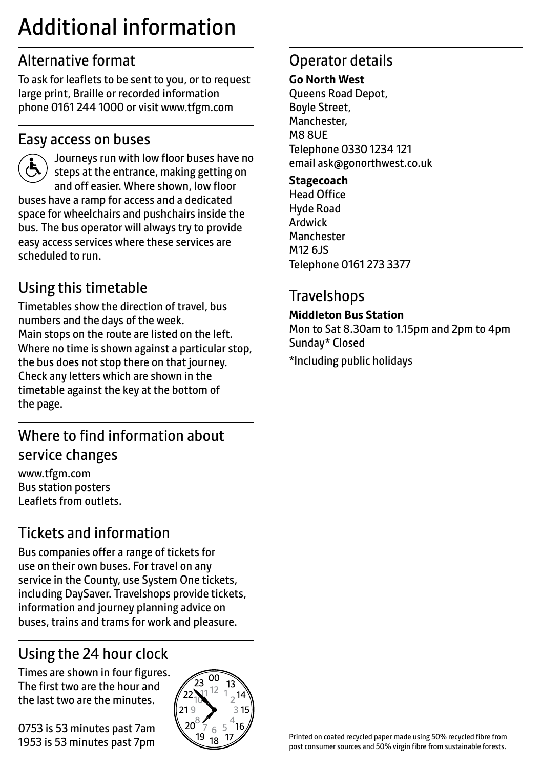# Additional information

## Alternative format

To ask for leaflets to be sent to you, or to request large print, Braille or recorded information phone 0161 244 1000 or visit www.tfgm.com

## Easy access on buses

Journeys run with low floor buses have no steps at the entrance, making getting on and off easier. Where shown, low floor buses have a ramp for access and a dedicated space for wheelchairs and pushchairs inside the bus. The bus operator will always try to provide easy access services where these services are scheduled to run.

## Using this timetable

Timetables show the direction of travel, bus numbers and the days of the week.
Main stops on the route are listed on the left. Where no time is shown against a particular stop, the bus does not stop there on that journey. Check any letters which are shown in the timetable against the key at the bottom of the page.

## Where to find information about service changes

www.tfgm.com
Bus station posters
Leaflets from outlets.

## Tickets and information

Bus companies offer a range of tickets for use on their own buses. For travel on any service in the County, use System One tickets, including DaySaver. Travelshops provide tickets, information and journey planning advice on buses, trains and trams for work and pleasure.

## Using the 24 hour clock

Times are shown in four figures. The first two are the hour and the last two are the minutes.

0753 is 53 minutes past 7am
1953 is 53 minutes past 7pm

## Operator details

**Go North West**
Queens Road Depot,
Boyle Street,
Manchester,
M8 8UE
Telephone 0330 1234 121
email ask@gonorthwest.co.uk

**Stagecoach**
Head Office
Hyde Road
Ardwick
Manchester
M12 6JS
Telephone 0161 273 3377

## Travelshops

**Middleton Bus Station**
Mon to Sat 8.30am to 1.15pm and 2pm to 4pm
Sunday* Closed

*Including public holidays

Printed on coated recycled paper made using 50% recycled fibre from post consumer sources and 50% virgin fibre from sustainable forests.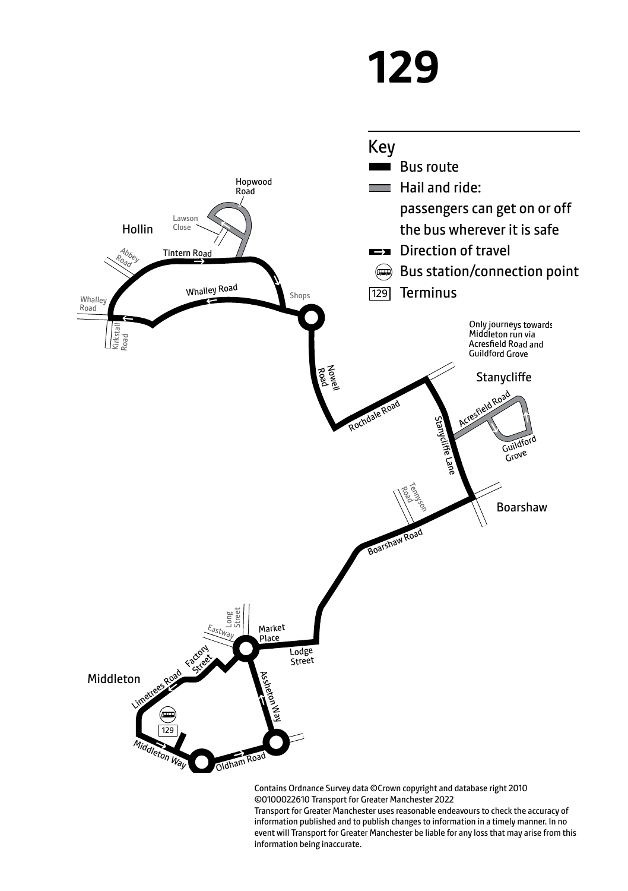# 129

## Key

- Bus route
- Hail and ride: passengers can get on or off the bus wherever it is safe
- Direction of travel
- Bus station/connection point
- 129 Terminus

Hopwood Road

Lawson Close

Hollin

Abbey Road

Tintern Road

Whalley Road

Whalley Road

Kirkstall Road

Shops

Only journeys towards Middleton run via Acresfield Road and Guildford Grove

Nowell Road

Rochdale Road

Stanycliffe

Acresfield Road

Stanycliffe Lane

Guildford Grove

Tennyson Road

Boarshaw

Boarshaw Road

Long Street

Eastway

Market Place

Lodge Street

Factory Street

Middleton

Limetrees Road

Assheton Way

129

Middleton Way

Oldham Road

Contains Ordnance Survey data ©Crown copyright and database right 2010 ©0100022610 Transport for Greater Manchester 2022

Transport for Greater Manchester uses reasonable endeavours to check the accuracy of information published and to publish changes to information in a timely manner. In no event will Transport for Greater Manchester be liable for any loss that may arise from this information being inaccurate.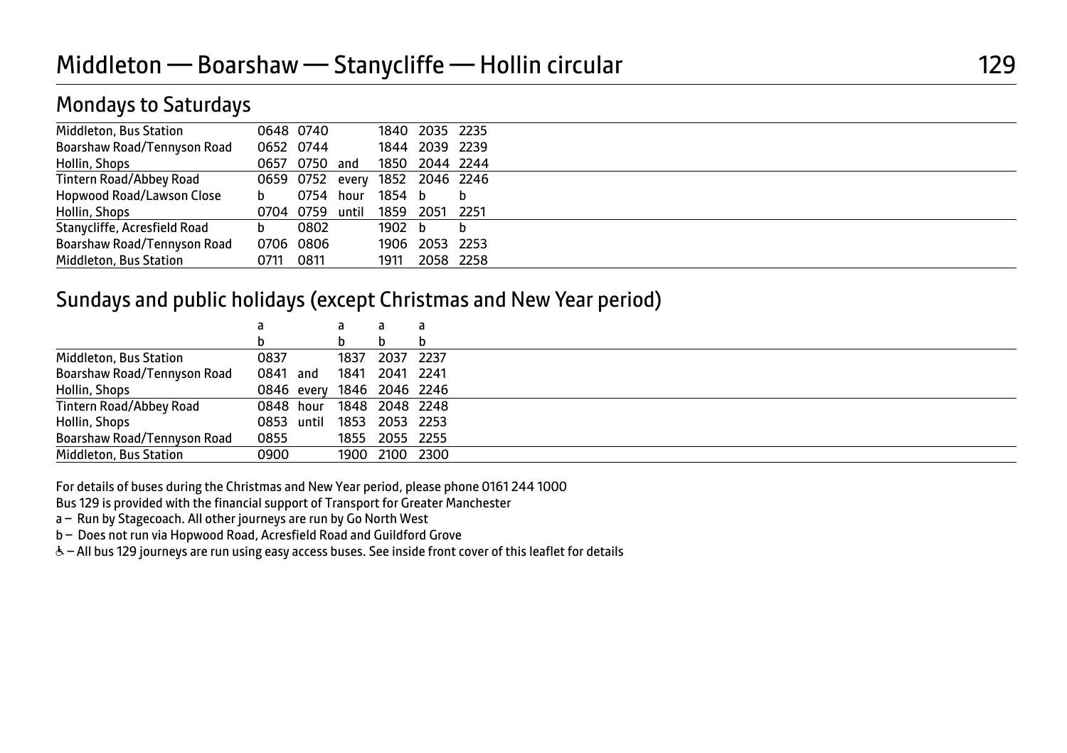# Middleton — Boarshaw — Stanycliffe — Hollin circular

129

## Mondays to Saturdays

| | | | | | | |
|---|---|---|---|---|---|---|
| Middleton, Bus Station | 0648 | 0740 | | 1840 | 2035 | 2235 |
| Boarshaw Road/Tennyson Road | 0652 | 0744 | | 1844 | 2039 | 2239 |
| Hollin, Shops | 0657 | 0750 | and | 1850 | 2044 | 2244 |
| Tintern Road/Abbey Road | 0659 | 0752 | every | 1852 | 2046 | 2246 |
| Hopwood Road/Lawson Close | b | 0754 | hour | 1854 | b | b |
| Hollin, Shops | 0704 | 0759 | until | 1859 | 2051 | 2251 |
| Stanycliffe, Acresfield Road | b | 0802 | | 1902 | b | b |
| Boarshaw Road/Tennyson Road | 0706 | 0806 | | 1906 | 2053 | 2253 |
| Middleton, Bus Station | 0711 | 0811 | | 1911 | 2058 | 2258 |

## Sundays and public holidays (except Christmas and New Year period)

| | | | | | |
|---|---|---|---|---|---|
| | a | | a | a | a |
| | b | | b | b | b |
| Middleton, Bus Station | 0837 | | 1837 | 2037 | 2237 |
| Boarshaw Road/Tennyson Road | 0841 | and | 1841 | 2041 | 2241 |
| Hollin, Shops | 0846 | every | 1846 | 2046 | 2246 |
| Tintern Road/Abbey Road | 0848 | hour | 1848 | 2048 | 2248 |
| Hollin, Shops | 0853 | until | 1853 | 2053 | 2253 |
| Boarshaw Road/Tennyson Road | 0855 | | 1855 | 2055 | 2255 |
| Middleton, Bus Station | 0900 | | 1900 | 2100 | 2300 |

For details of buses during the Christmas and New Year period, please phone 0161 244 1000

Bus 129 is provided with the financial support of Transport for Greater Manchester

a – Run by Stagecoach. All other journeys are run by Go North West

b – Does not run via Hopwood Road, Acresfield Road and Guildford Grove

♿ – All bus 129 journeys are run using easy access buses. See inside front cover of this leaflet for details